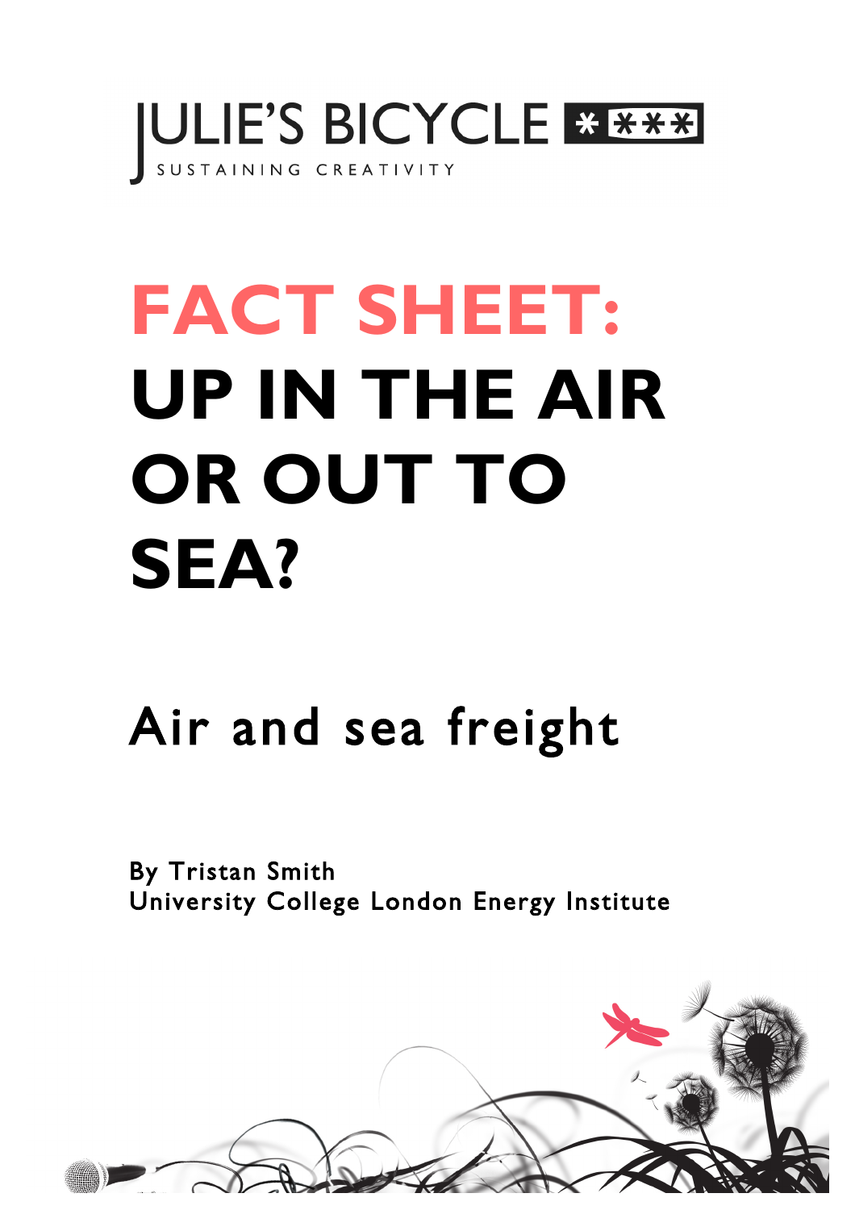JULIE'S BICYCLE

SUSTAINING CREATIVITY

# FACT SHEET: UP IN THE AIR OR OUT TO SEA?

## Air and sea freight

By Tristan Smith
University College London Energy Institute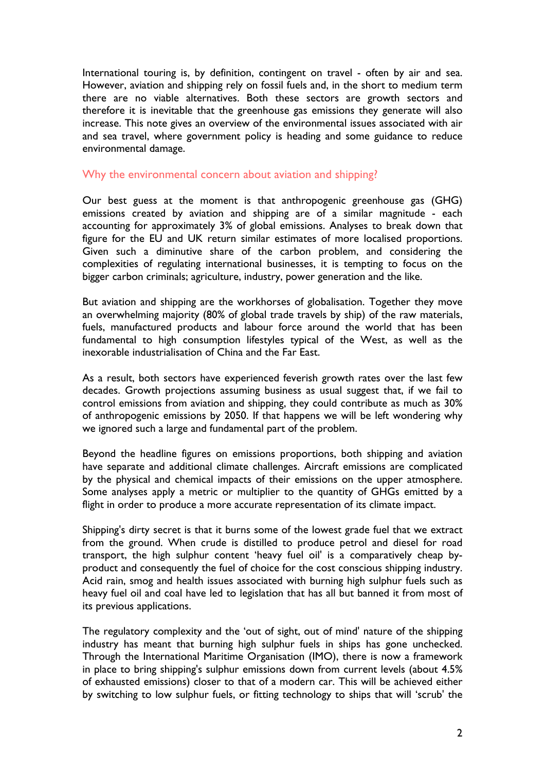International touring is, by definition, contingent on travel - often by air and sea. However, aviation and shipping rely on fossil fuels and, in the short to medium term there are no viable alternatives. Both these sectors are growth sectors and therefore it is inevitable that the greenhouse gas emissions they generate will also increase. This note gives an overview of the environmental issues associated with air and sea travel, where government policy is heading and some guidance to reduce environmental damage.

## Why the environmental concern about aviation and shipping?

Our best guess at the moment is that anthropogenic greenhouse gas (GHG) emissions created by aviation and shipping are of a similar magnitude - each accounting for approximately 3% of global emissions. Analyses to break down that figure for the EU and UK return similar estimates of more localised proportions. Given such a diminutive share of the carbon problem, and considering the complexities of regulating international businesses, it is tempting to focus on the bigger carbon criminals; agriculture, industry, power generation and the like.

But aviation and shipping are the workhorses of globalisation. Together they move an overwhelming majority (80% of global trade travels by ship) of the raw materials, fuels, manufactured products and labour force around the world that has been fundamental to high consumption lifestyles typical of the West, as well as the inexorable industrialisation of China and the Far East.

As a result, both sectors have experienced feverish growth rates over the last few decades. Growth projections assuming business as usual suggest that, if we fail to control emissions from aviation and shipping, they could contribute as much as 30% of anthropogenic emissions by 2050. If that happens we will be left wondering why we ignored such a large and fundamental part of the problem.

Beyond the headline figures on emissions proportions, both shipping and aviation have separate and additional climate challenges. Aircraft emissions are complicated by the physical and chemical impacts of their emissions on the upper atmosphere. Some analyses apply a metric or multiplier to the quantity of GHGs emitted by a flight in order to produce a more accurate representation of its climate impact.

Shipping's dirty secret is that it burns some of the lowest grade fuel that we extract from the ground. When crude is distilled to produce petrol and diesel for road transport, the high sulphur content 'heavy fuel oil' is a comparatively cheap by-product and consequently the fuel of choice for the cost conscious shipping industry. Acid rain, smog and health issues associated with burning high sulphur fuels such as heavy fuel oil and coal have led to legislation that has all but banned it from most of its previous applications.

The regulatory complexity and the 'out of sight, out of mind' nature of the shipping industry has meant that burning high sulphur fuels in ships has gone unchecked. Through the International Maritime Organisation (IMO), there is now a framework in place to bring shipping's sulphur emissions down from current levels (about 4.5% of exhausted emissions) closer to that of a modern car. This will be achieved either by switching to low sulphur fuels, or fitting technology to ships that will 'scrub' the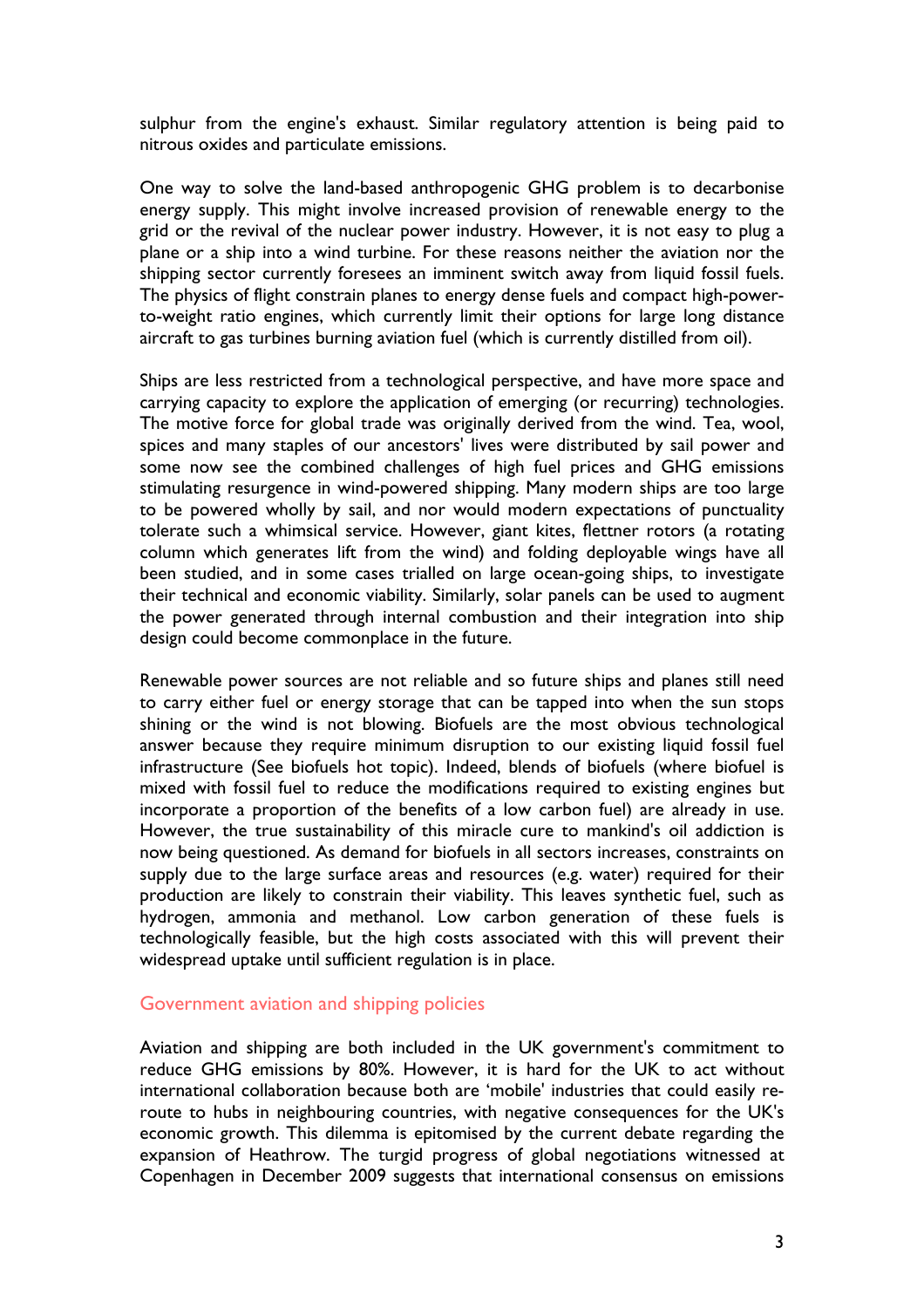sulphur from the engine's exhaust. Similar regulatory attention is being paid to nitrous oxides and particulate emissions.

One way to solve the land-based anthropogenic GHG problem is to decarbonise energy supply. This might involve increased provision of renewable energy to the grid or the revival of the nuclear power industry. However, it is not easy to plug a plane or a ship into a wind turbine. For these reasons neither the aviation nor the shipping sector currently foresees an imminent switch away from liquid fossil fuels. The physics of flight constrain planes to energy dense fuels and compact high-power-to-weight ratio engines, which currently limit their options for large long distance aircraft to gas turbines burning aviation fuel (which is currently distilled from oil).

Ships are less restricted from a technological perspective, and have more space and carrying capacity to explore the application of emerging (or recurring) technologies. The motive force for global trade was originally derived from the wind. Tea, wool, spices and many staples of our ancestors' lives were distributed by sail power and some now see the combined challenges of high fuel prices and GHG emissions stimulating resurgence in wind-powered shipping. Many modern ships are too large to be powered wholly by sail, and nor would modern expectations of punctuality tolerate such a whimsical service. However, giant kites, flettner rotors (a rotating column which generates lift from the wind) and folding deployable wings have all been studied, and in some cases trialled on large ocean-going ships, to investigate their technical and economic viability. Similarly, solar panels can be used to augment the power generated through internal combustion and their integration into ship design could become commonplace in the future.

Renewable power sources are not reliable and so future ships and planes still need to carry either fuel or energy storage that can be tapped into when the sun stops shining or the wind is not blowing. Biofuels are the most obvious technological answer because they require minimum disruption to our existing liquid fossil fuel infrastructure (See biofuels hot topic). Indeed, blends of biofuels (where biofuel is mixed with fossil fuel to reduce the modifications required to existing engines but incorporate a proportion of the benefits of a low carbon fuel) are already in use. However, the true sustainability of this miracle cure to mankind's oil addiction is now being questioned. As demand for biofuels in all sectors increases, constraints on supply due to the large surface areas and resources (e.g. water) required for their production are likely to constrain their viability. This leaves synthetic fuel, such as hydrogen, ammonia and methanol. Low carbon generation of these fuels is technologically feasible, but the high costs associated with this will prevent their widespread uptake until sufficient regulation is in place.

## Government aviation and shipping policies

Aviation and shipping are both included in the UK government's commitment to reduce GHG emissions by 80%. However, it is hard for the UK to act without international collaboration because both are 'mobile' industries that could easily re-route to hubs in neighbouring countries, with negative consequences for the UK's economic growth. This dilemma is epitomised by the current debate regarding the expansion of Heathrow. The turgid progress of global negotiations witnessed at Copenhagen in December 2009 suggests that international consensus on emissions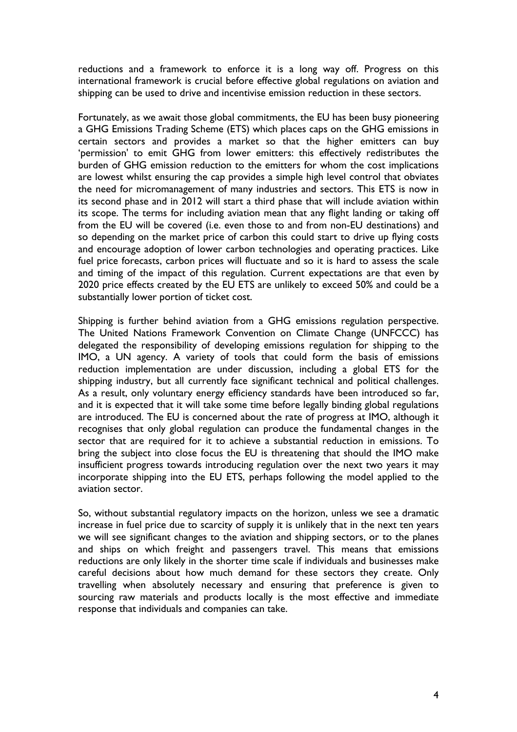reductions and a framework to enforce it is a long way off. Progress on this international framework is crucial before effective global regulations on aviation and shipping can be used to drive and incentivise emission reduction in these sectors.

Fortunately, as we await those global commitments, the EU has been busy pioneering a GHG Emissions Trading Scheme (ETS) which places caps on the GHG emissions in certain sectors and provides a market so that the higher emitters can buy 'permission' to emit GHG from lower emitters: this effectively redistributes the burden of GHG emission reduction to the emitters for whom the cost implications are lowest whilst ensuring the cap provides a simple high level control that obviates the need for micromanagement of many industries and sectors. This ETS is now in its second phase and in 2012 will start a third phase that will include aviation within its scope. The terms for including aviation mean that any flight landing or taking off from the EU will be covered (i.e. even those to and from non-EU destinations) and so depending on the market price of carbon this could start to drive up flying costs and encourage adoption of lower carbon technologies and operating practices. Like fuel price forecasts, carbon prices will fluctuate and so it is hard to assess the scale and timing of the impact of this regulation. Current expectations are that even by 2020 price effects created by the EU ETS are unlikely to exceed 50% and could be a substantially lower portion of ticket cost.

Shipping is further behind aviation from a GHG emissions regulation perspective. The United Nations Framework Convention on Climate Change (UNFCCC) has delegated the responsibility of developing emissions regulation for shipping to the IMO, a UN agency. A variety of tools that could form the basis of emissions reduction implementation are under discussion, including a global ETS for the shipping industry, but all currently face significant technical and political challenges. As a result, only voluntary energy efficiency standards have been introduced so far, and it is expected that it will take some time before legally binding global regulations are introduced. The EU is concerned about the rate of progress at IMO, although it recognises that only global regulation can produce the fundamental changes in the sector that are required for it to achieve a substantial reduction in emissions. To bring the subject into close focus the EU is threatening that should the IMO make insufficient progress towards introducing regulation over the next two years it may incorporate shipping into the EU ETS, perhaps following the model applied to the aviation sector.

So, without substantial regulatory impacts on the horizon, unless we see a dramatic increase in fuel price due to scarcity of supply it is unlikely that in the next ten years we will see significant changes to the aviation and shipping sectors, or to the planes and ships on which freight and passengers travel. This means that emissions reductions are only likely in the shorter time scale if individuals and businesses make careful decisions about how much demand for these sectors they create. Only travelling when absolutely necessary and ensuring that preference is given to sourcing raw materials and products locally is the most effective and immediate response that individuals and companies can take.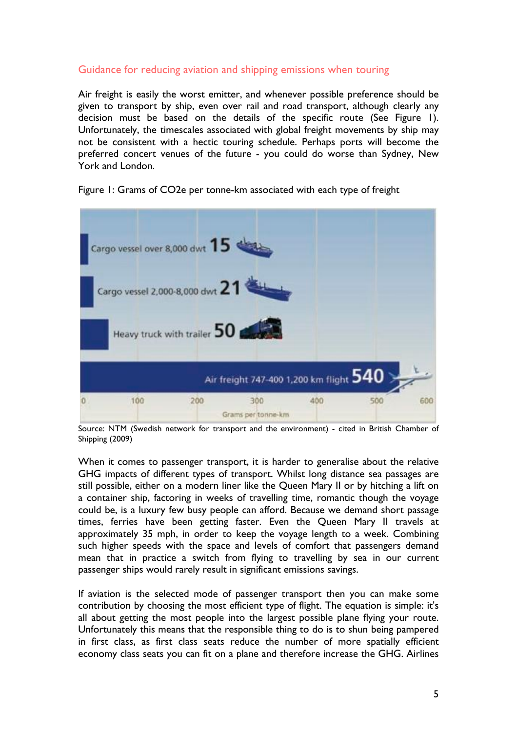## Guidance for reducing aviation and shipping emissions when touring

Air freight is easily the worst emitter, and whenever possible preference should be given to transport by ship, even over rail and road transport, although clearly any decision must be based on the details of the specific route (See Figure 1). Unfortunately, the timescales associated with global freight movements by ship may not be consistent with a hectic touring schedule. Perhaps ports will become the preferred concert venues of the future - you could do worse than Sydney, New York and London.

Figure 1: Grams of CO2e per tonne-km associated with each type of freight

| Type of freight | Grams per tonne-km |
| --- | --- |
| Cargo vessel over 8,000 dwt | 15 |
| Cargo vessel 2,000-8,000 dwt | 21 |
| Heavy truck with trailer | 50 |
| Air freight 747-400 1,200 km flight | 540 |

Source: NTM (Swedish network for transport and the environment) - cited in British Chamber of Shipping (2009)

When it comes to passenger transport, it is harder to generalise about the relative GHG impacts of different types of transport. Whilst long distance sea passages are still possible, either on a modern liner like the Queen Mary II or by hitching a lift on a container ship, factoring in weeks of travelling time, romantic though the voyage could be, is a luxury few busy people can afford. Because we demand short passage times, ferries have been getting faster. Even the Queen Mary II travels at approximately 35 mph, in order to keep the voyage length to a week. Combining such higher speeds with the space and levels of comfort that passengers demand mean that in practice a switch from flying to travelling by sea in our current passenger ships would rarely result in significant emissions savings.

If aviation is the selected mode of passenger transport then you can make some contribution by choosing the most efficient type of flight. The equation is simple: it's all about getting the most people into the largest possible plane flying your route. Unfortunately this means that the responsible thing to do is to shun being pampered in first class, as first class seats reduce the number of more spatially efficient economy class seats you can fit on a plane and therefore increase the GHG. Airlines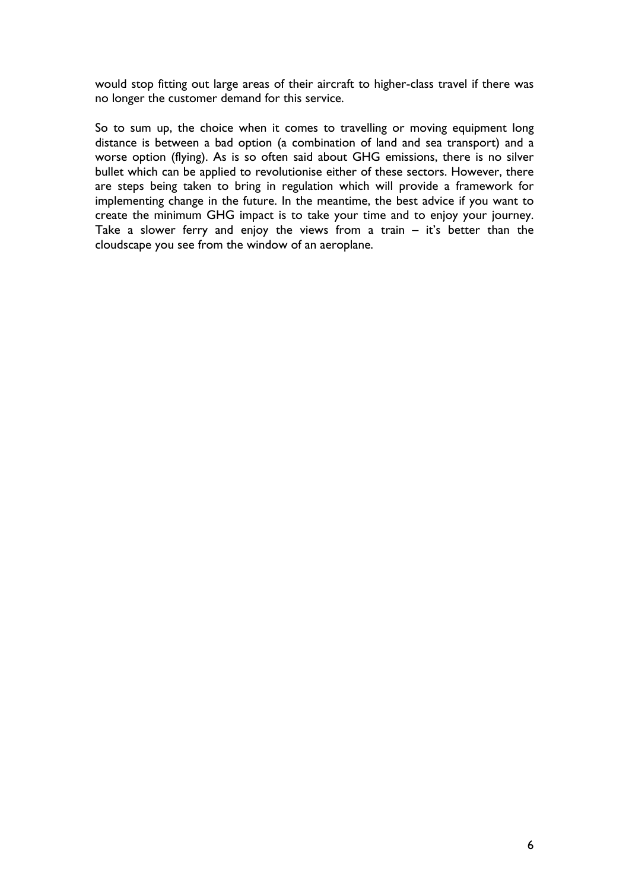would stop fitting out large areas of their aircraft to higher-class travel if there was no longer the customer demand for this service.

So to sum up, the choice when it comes to travelling or moving equipment long distance is between a bad option (a combination of land and sea transport) and a worse option (flying). As is so often said about GHG emissions, there is no silver bullet which can be applied to revolutionise either of these sectors. However, there are steps being taken to bring in regulation which will provide a framework for implementing change in the future. In the meantime, the best advice if you want to create the minimum GHG impact is to take your time and to enjoy your journey. Take a slower ferry and enjoy the views from a train – it's better than the cloudscape you see from the window of an aeroplane.